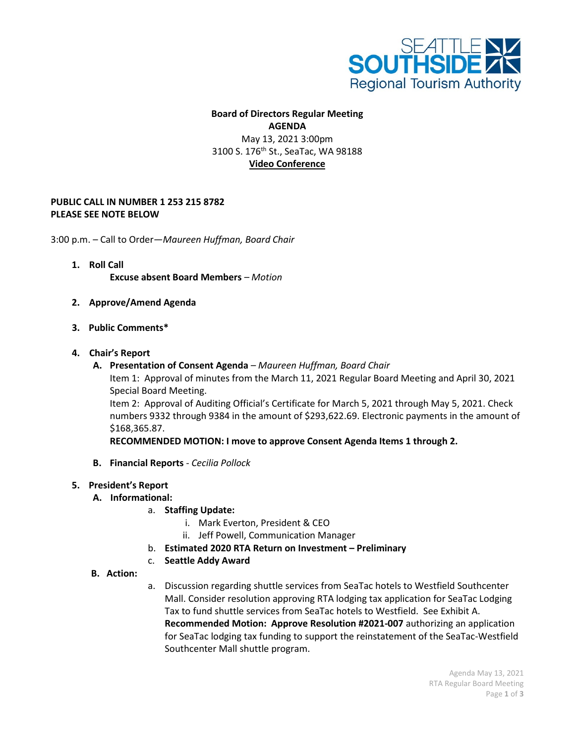SEATTLE SOUTHSIDE
Regional Tourism Authority

**Board of Directors Regular Meeting**
**AGENDA**
May 13, 2021 3:00pm
3100 S. 176th St., SeaTac, WA 98188
**Video Conference**

**PUBLIC CALL IN NUMBER 1 253 215 8782**
**PLEASE SEE NOTE BELOW**

3:00 p.m. – Call to Order—*Maureen Huffman, Board Chair*

1. **Roll Call**
   **Excuse absent Board Members** – *Motion*

2. **Approve/Amend Agenda**

3. **Public Comments***

4. **Chair's Report**
   - **A. Presentation of Consent Agenda** – *Maureen Huffman, Board Chair*
     Item 1: Approval of minutes from the March 11, 2021 Regular Board Meeting and April 30, 2021 Special Board Meeting.
     Item 2: Approval of Auditing Official's Certificate for March 5, 2021 through May 5, 2021. Check numbers 9332 through 9384 in the amount of $293,622.69. Electronic payments in the amount of $168,365.87.
     **RECOMMENDED MOTION: I move to approve Consent Agenda Items 1 through 2.**
   - **B. Financial Reports** - *Cecilia Pollock*

5. **President's Report**
   - **A. Informational:**
     - a. **Staffing Update:**
       - i. Mark Everton, President & CEO
       - ii. Jeff Powell, Communication Manager
     - b. **Estimated 2020 RTA Return on Investment – Preliminary**
     - c. **Seattle Addy Award**
   - **B. Action:**
     - a. Discussion regarding shuttle services from SeaTac hotels to Westfield Southcenter Mall. Consider resolution approving RTA lodging tax application for SeaTac Lodging Tax to fund shuttle services from SeaTac hotels to Westfield. See Exhibit A.
       **Recommended Motion: Approve Resolution #2021-007** authorizing an application for SeaTac lodging tax funding to support the reinstatement of the SeaTac-Westfield Southcenter Mall shuttle program.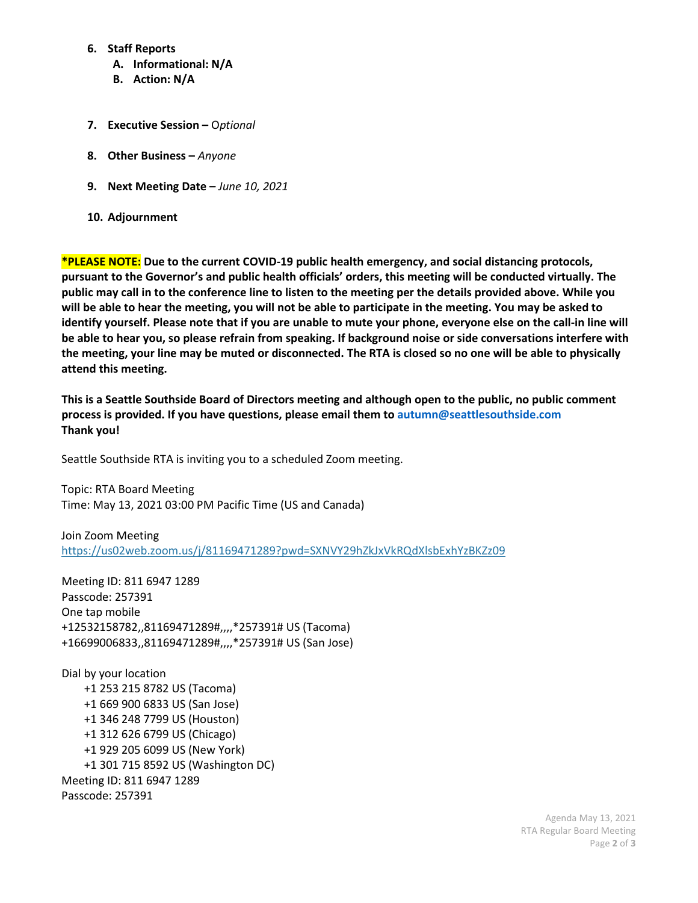6. **Staff Reports**
   A. **Informational: N/A**
   B. **Action: N/A**

7. **Executive Session –** *Optional*

8. **Other Business –** *Anyone*

9. **Next Meeting Date –** *June 10, 2021*

10. **Adjournment**

**\*PLEASE NOTE: Due to the current COVID-19 public health emergency, and social distancing protocols, pursuant to the Governor's and public health officials' orders, this meeting will be conducted virtually. The public may call in to the conference line to listen to the meeting per the details provided above. While you will be able to hear the meeting, you will not be able to participate in the meeting. You may be asked to identify yourself. Please note that if you are unable to mute your phone, everyone else on the call-in line will be able to hear you, so please refrain from speaking. If background noise or side conversations interfere with the meeting, your line may be muted or disconnected. The RTA is closed so no one will be able to physically attend this meeting.**

**This is a Seattle Southside Board of Directors meeting and although open to the public, no public comment process is provided. If you have questions, please email them to autumn@seattlesouthside.com**
**Thank you!**

Seattle Southside RTA is inviting you to a scheduled Zoom meeting.

Topic: RTA Board Meeting
Time: May 13, 2021 03:00 PM Pacific Time (US and Canada)

Join Zoom Meeting
https://us02web.zoom.us/j/81169471289?pwd=SXNVY29hZkJxVkRQdXlsbExhYzBKZz09

Meeting ID: 811 6947 1289
Passcode: 257391
One tap mobile
+12532158782,,81169471289#,,,,*257391# US (Tacoma)
+16699006833,,81169471289#,,,,*257391# US (San Jose)

Dial by your location
+1 253 215 8782 US (Tacoma)
+1 669 900 6833 US (San Jose)
+1 346 248 7799 US (Houston)
+1 312 626 6799 US (Chicago)
+1 929 205 6099 US (New York)
+1 301 715 8592 US (Washington DC)
Meeting ID: 811 6947 1289
Passcode: 257391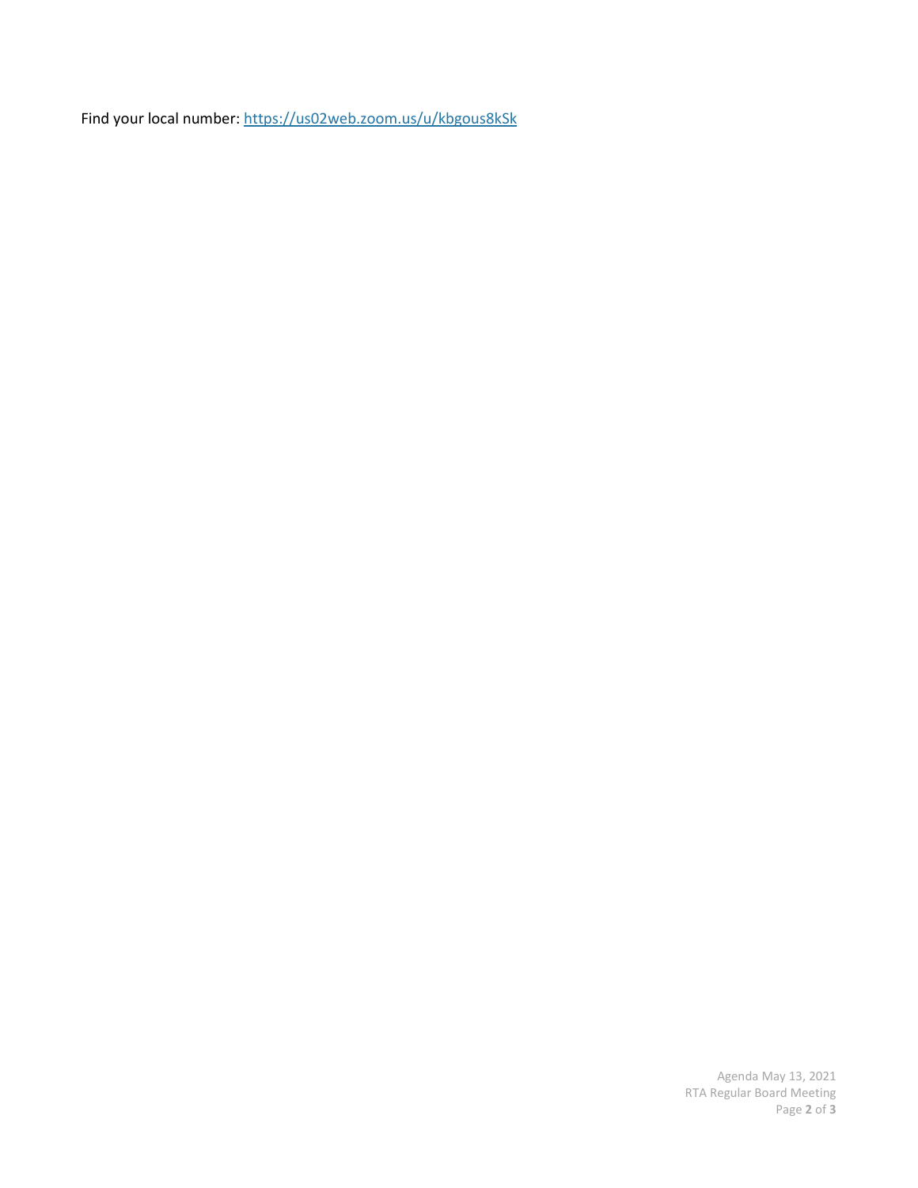Find your local number: [https://us02web.zoom.us/u/kbgous8kSk](https://us02web.zoom.us/u/kbgous8kSk)